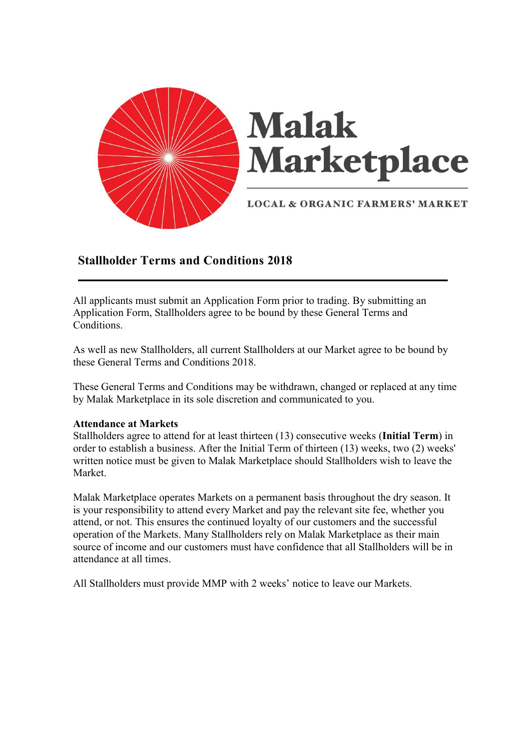# Malak Marketplace

LOCAL & ORGANIC FARMERS' MARKET

## Stallholder Terms and Conditions 2018

All applicants must submit an Application Form prior to trading. By submitting an Application Form, Stallholders agree to be bound by these General Terms and Conditions.

As well as new Stallholders, all current Stallholders at our Market agree to be bound by these General Terms and Conditions 2018.

These General Terms and Conditions may be withdrawn, changed or replaced at any time by Malak Marketplace in its sole discretion and communicated to you.

**Attendance at Markets**

Stallholders agree to attend for at least thirteen (13) consecutive weeks (**Initial Term**) in order to establish a business. After the Initial Term of thirteen (13) weeks, two (2) weeks' written notice must be given to Malak Marketplace should Stallholders wish to leave the Market.

Malak Marketplace operates Markets on a permanent basis throughout the dry season. It is your responsibility to attend every Market and pay the relevant site fee, whether you attend, or not. This ensures the continued loyalty of our customers and the successful operation of the Markets. Many Stallholders rely on Malak Marketplace as their main source of income and our customers must have confidence that all Stallholders will be in attendance at all times.

All Stallholders must provide MMP with 2 weeks' notice to leave our Markets.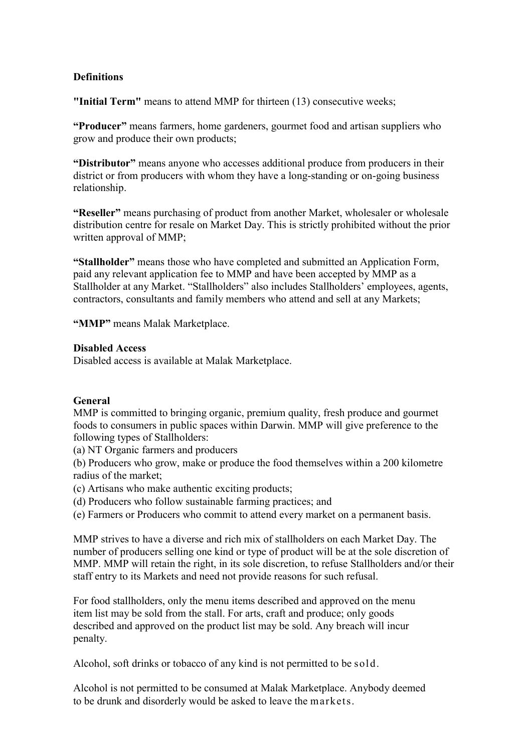**Definitions**

**"Initial Term"** means to attend MMP for thirteen (13) consecutive weeks;

**"Producer"** means farmers, home gardeners, gourmet food and artisan suppliers who grow and produce their own products;

**"Distributor"** means anyone who accesses additional produce from producers in their district or from producers with whom they have a long-standing or on-going business relationship.

**"Reseller"** means purchasing of product from another Market, wholesaler or wholesale distribution centre for resale on Market Day. This is strictly prohibited without the prior written approval of MMP;

**"Stallholder"** means those who have completed and submitted an Application Form, paid any relevant application fee to MMP and have been accepted by MMP as a Stallholder at any Market. "Stallholders" also includes Stallholders' employees, agents, contractors, consultants and family members who attend and sell at any Markets;

**"MMP"** means Malak Marketplace.

**Disabled Access**

Disabled access is available at Malak Marketplace.

**General**

MMP is committed to bringing organic, premium quality, fresh produce and gourmet foods to consumers in public spaces within Darwin. MMP will give preference to the following types of Stallholders:

(a) NT Organic farmers and producers

(b) Producers who grow, make or produce the food themselves within a 200 kilometre radius of the market;

(c) Artisans who make authentic exciting products;

(d) Producers who follow sustainable farming practices; and

(e) Farmers or Producers who commit to attend every market on a permanent basis.

MMP strives to have a diverse and rich mix of stallholders on each Market Day. The number of producers selling one kind or type of product will be at the sole discretion of MMP. MMP will retain the right, in its sole discretion, to refuse Stallholders and/or their staff entry to its Markets and need not provide reasons for such refusal.

For food stallholders, only the menu items described and approved on the menu item list may be sold from the stall. For arts, craft and produce; only goods described and approved on the product list may be sold. Any breach will incur penalty.

Alcohol, soft drinks or tobacco of any kind is not permitted to be sold.

Alcohol is not permitted to be consumed at Malak Marketplace. Anybody deemed to be drunk and disorderly would be asked to leave the markets.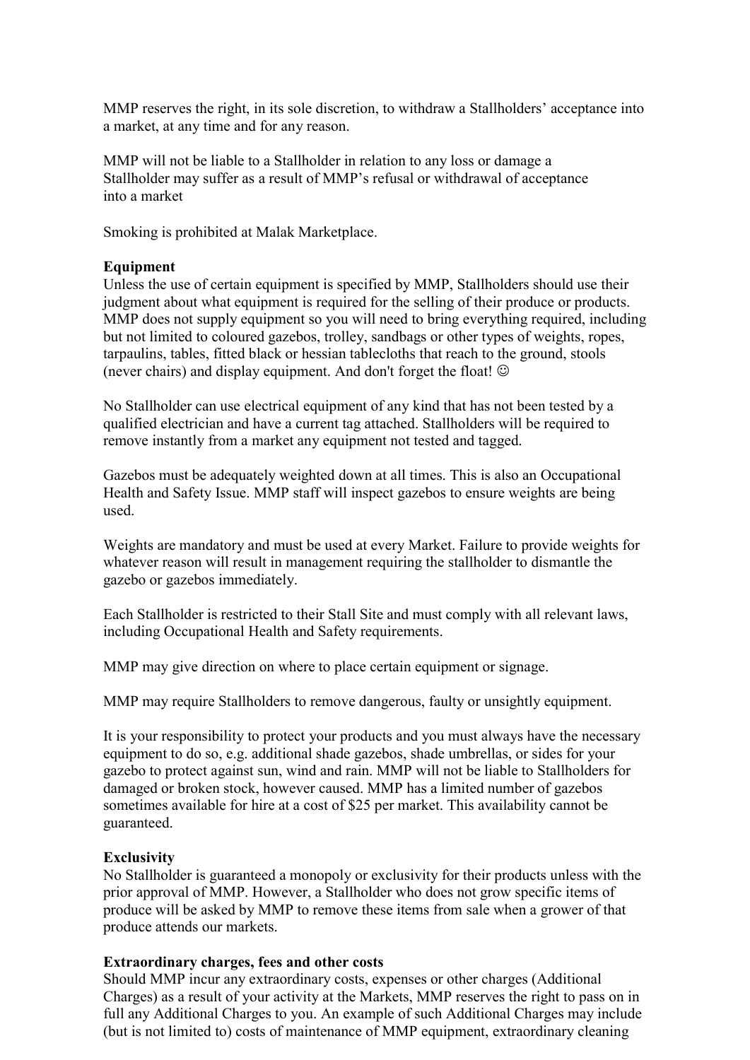MMP reserves the right, in its sole discretion, to withdraw a Stallholders' acceptance into a market, at any time and for any reason.

MMP will not be liable to a Stallholder in relation to any loss or damage a Stallholder may suffer as a result of MMP's refusal or withdrawal of acceptance into a market

Smoking is prohibited at Malak Marketplace.

**Equipment**

Unless the use of certain equipment is specified by MMP, Stallholders should use their judgment about what equipment is required for the selling of their produce or products. MMP does not supply equipment so you will need to bring everything required, including but not limited to coloured gazebos, trolley, sandbags or other types of weights, ropes, tarpaulins, tables, fitted black or hessian tablecloths that reach to the ground, stools (never chairs) and display equipment. And don't forget the float! ☺

No Stallholder can use electrical equipment of any kind that has not been tested by a qualified electrician and have a current tag attached. Stallholders will be required to remove instantly from a market any equipment not tested and tagged.

Gazebos must be adequately weighted down at all times. This is also an Occupational Health and Safety Issue. MMP staff will inspect gazebos to ensure weights are being used.

Weights are mandatory and must be used at every Market. Failure to provide weights for whatever reason will result in management requiring the stallholder to dismantle the gazebo or gazebos immediately.

Each Stallholder is restricted to their Stall Site and must comply with all relevant laws, including Occupational Health and Safety requirements.

MMP may give direction on where to place certain equipment or signage.

MMP may require Stallholders to remove dangerous, faulty or unsightly equipment.

It is your responsibility to protect your products and you must always have the necessary equipment to do so, e.g. additional shade gazebos, shade umbrellas, or sides for your gazebo to protect against sun, wind and rain. MMP will not be liable to Stallholders for damaged or broken stock, however caused. MMP has a limited number of gazebos sometimes available for hire at a cost of $25 per market. This availability cannot be guaranteed.

**Exclusivity**

No Stallholder is guaranteed a monopoly or exclusivity for their products unless with the prior approval of MMP. However, a Stallholder who does not grow specific items of produce will be asked by MMP to remove these items from sale when a grower of that produce attends our markets.

**Extraordinary charges, fees and other costs**

Should MMP incur any extraordinary costs, expenses or other charges (Additional Charges) as a result of your activity at the Markets, MMP reserves the right to pass on in full any Additional Charges to you. An example of such Additional Charges may include (but is not limited to) costs of maintenance of MMP equipment, extraordinary cleaning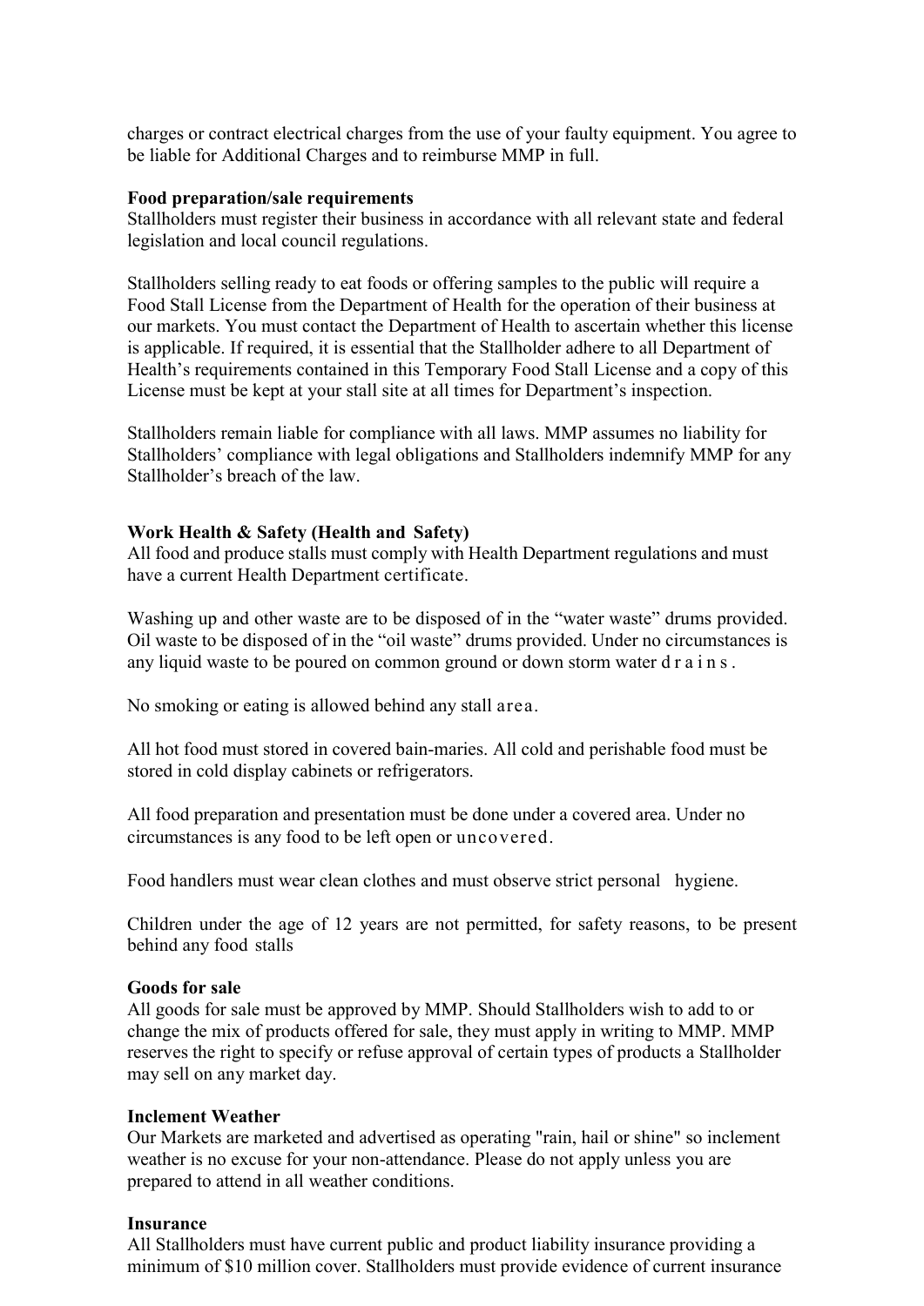charges or contract electrical charges from the use of your faulty equipment. You agree to be liable for Additional Charges and to reimburse MMP in full.

**Food preparation/sale requirements**

Stallholders must register their business in accordance with all relevant state and federal legislation and local council regulations.

Stallholders selling ready to eat foods or offering samples to the public will require a Food Stall License from the Department of Health for the operation of their business at our markets. You must contact the Department of Health to ascertain whether this license is applicable. If required, it is essential that the Stallholder adhere to all Department of Health's requirements contained in this Temporary Food Stall License and a copy of this License must be kept at your stall site at all times for Department's inspection.

Stallholders remain liable for compliance with all laws. MMP assumes no liability for Stallholders' compliance with legal obligations and Stallholders indemnify MMP for any Stallholder's breach of the law.

**Work Health & Safety (Health and Safety)**

All food and produce stalls must comply with Health Department regulations and must have a current Health Department certificate.

Washing up and other waste are to be disposed of in the "water waste" drums provided. Oil waste to be disposed of in the "oil waste" drums provided. Under no circumstances is any liquid waste to be poured on common ground or down storm water drains.

No smoking or eating is allowed behind any stall area.

All hot food must stored in covered bain-maries. All cold and perishable food must be stored in cold display cabinets or refrigerators.

All food preparation and presentation must be done under a covered area. Under no circumstances is any food to be left open or uncovered.

Food handlers must wear clean clothes and must observe strict personal hygiene.

Children under the age of 12 years are not permitted, for safety reasons, to be present behind any food stalls

**Goods for sale**

All goods for sale must be approved by MMP. Should Stallholders wish to add to or change the mix of products offered for sale, they must apply in writing to MMP. MMP reserves the right to specify or refuse approval of certain types of products a Stallholder may sell on any market day.

**Inclement Weather**

Our Markets are marketed and advertised as operating "rain, hail or shine" so inclement weather is no excuse for your non-attendance. Please do not apply unless you are prepared to attend in all weather conditions.

**Insurance**

All Stallholders must have current public and product liability insurance providing a minimum of $10 million cover. Stallholders must provide evidence of current insurance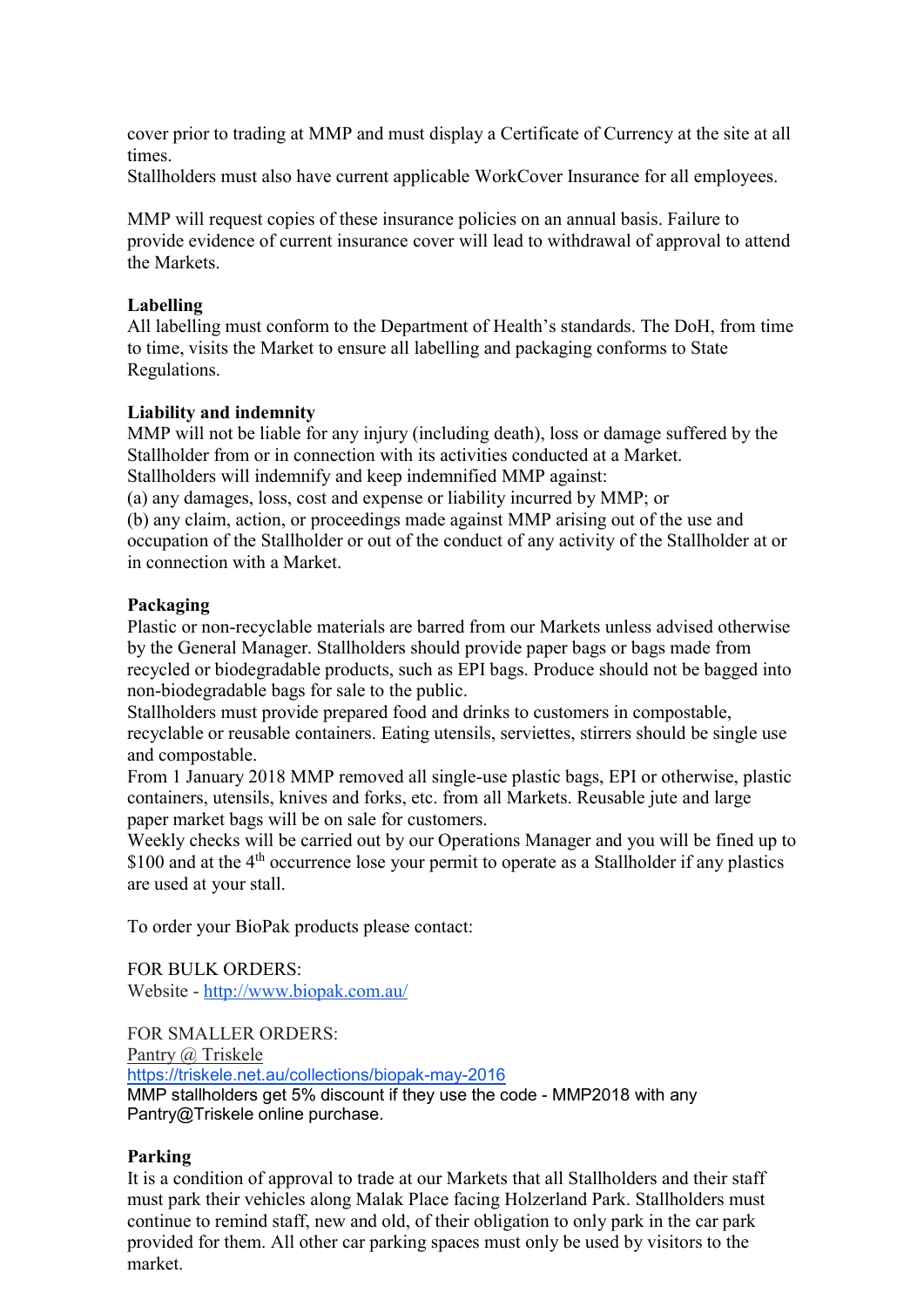cover prior to trading at MMP and must display a Certificate of Currency at the site at all times.
Stallholders must also have current applicable WorkCover Insurance for all employees.

MMP will request copies of these insurance policies on an annual basis. Failure to provide evidence of current insurance cover will lead to withdrawal of approval to attend the Markets.

**Labelling**
All labelling must conform to the Department of Health's standards. The DoH, from time to time, visits the Market to ensure all labelling and packaging conforms to State Regulations.

**Liability and indemnity**
MMP will not be liable for any injury (including death), loss or damage suffered by the Stallholder from or in connection with its activities conducted at a Market.
Stallholders will indemnify and keep indemnified MMP against:
(a) any damages, loss, cost and expense or liability incurred by MMP; or
(b) any claim, action, or proceedings made against MMP arising out of the use and occupation of the Stallholder or out of the conduct of any activity of the Stallholder at or in connection with a Market.

**Packaging**
Plastic or non-recyclable materials are barred from our Markets unless advised otherwise by the General Manager. Stallholders should provide paper bags or bags made from recycled or biodegradable products, such as EPI bags. Produce should not be bagged into non-biodegradable bags for sale to the public.
Stallholders must provide prepared food and drinks to customers in compostable, recyclable or reusable containers. Eating utensils, serviettes, stirrers should be single use and compostable.
From 1 January 2018 MMP removed all single-use plastic bags, EPI or otherwise, plastic containers, utensils, knives and forks, etc. from all Markets. Reusable jute and large paper market bags will be on sale for customers.
Weekly checks will be carried out by our Operations Manager and you will be fined up to $100 and at the 4th occurrence lose your permit to operate as a Stallholder if any plastics are used at your stall.

To order your BioPak products please contact:

FOR BULK ORDERS:
Website - http://www.biopak.com.au/

FOR SMALLER ORDERS:
Pantry @ Triskele
https://triskele.net.au/collections/biopak-may-2016
MMP stallholders get 5% discount if they use the code - MMP2018 with any Pantry@Triskele online purchase.

**Parking**
It is a condition of approval to trade at our Markets that all Stallholders and their staff must park their vehicles along Malak Place facing Holzerland Park. Stallholders must continue to remind staff, new and old, of their obligation to only park in the car park provided for them. All other car parking spaces must only be used by visitors to the market.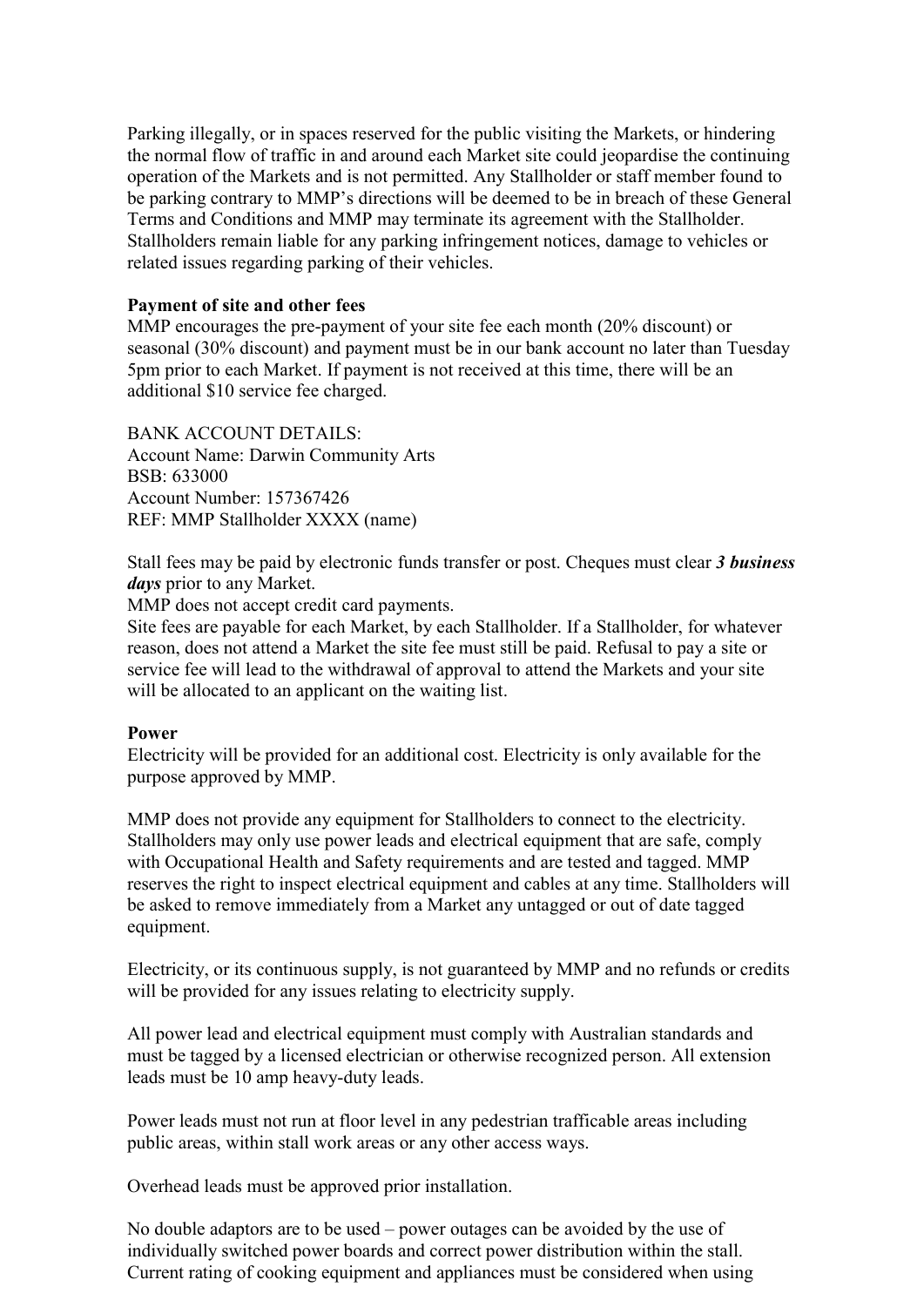Parking illegally, or in spaces reserved for the public visiting the Markets, or hindering the normal flow of traffic in and around each Market site could jeopardise the continuing operation of the Markets and is not permitted. Any Stallholder or staff member found to be parking contrary to MMP's directions will be deemed to be in breach of these General Terms and Conditions and MMP may terminate its agreement with the Stallholder. Stallholders remain liable for any parking infringement notices, damage to vehicles or related issues regarding parking of their vehicles.

**Payment of site and other fees**

MMP encourages the pre-payment of your site fee each month (20% discount) or seasonal (30% discount) and payment must be in our bank account no later than Tuesday 5pm prior to each Market. If payment is not received at this time, there will be an additional $10 service fee charged.

BANK ACCOUNT DETAILS:
Account Name: Darwin Community Arts
BSB: 633000
Account Number: 157367426
REF: MMP Stallholder XXXX (name)

Stall fees may be paid by electronic funds transfer or post. Cheques must clear ***3 business days*** prior to any Market.
MMP does not accept credit card payments.
Site fees are payable for each Market, by each Stallholder. If a Stallholder, for whatever reason, does not attend a Market the site fee must still be paid. Refusal to pay a site or service fee will lead to the withdrawal of approval to attend the Markets and your site will be allocated to an applicant on the waiting list.

**Power**

Electricity will be provided for an additional cost. Electricity is only available for the purpose approved by MMP.

MMP does not provide any equipment for Stallholders to connect to the electricity. Stallholders may only use power leads and electrical equipment that are safe, comply with Occupational Health and Safety requirements and are tested and tagged. MMP reserves the right to inspect electrical equipment and cables at any time. Stallholders will be asked to remove immediately from a Market any untagged or out of date tagged equipment.

Electricity, or its continuous supply, is not guaranteed by MMP and no refunds or credits will be provided for any issues relating to electricity supply.

All power lead and electrical equipment must comply with Australian standards and must be tagged by a licensed electrician or otherwise recognized person. All extension leads must be 10 amp heavy-duty leads.

Power leads must not run at floor level in any pedestrian trafficable areas including public areas, within stall work areas or any other access ways.

Overhead leads must be approved prior installation.

No double adaptors are to be used – power outages can be avoided by the use of individually switched power boards and correct power distribution within the stall. Current rating of cooking equipment and appliances must be considered when using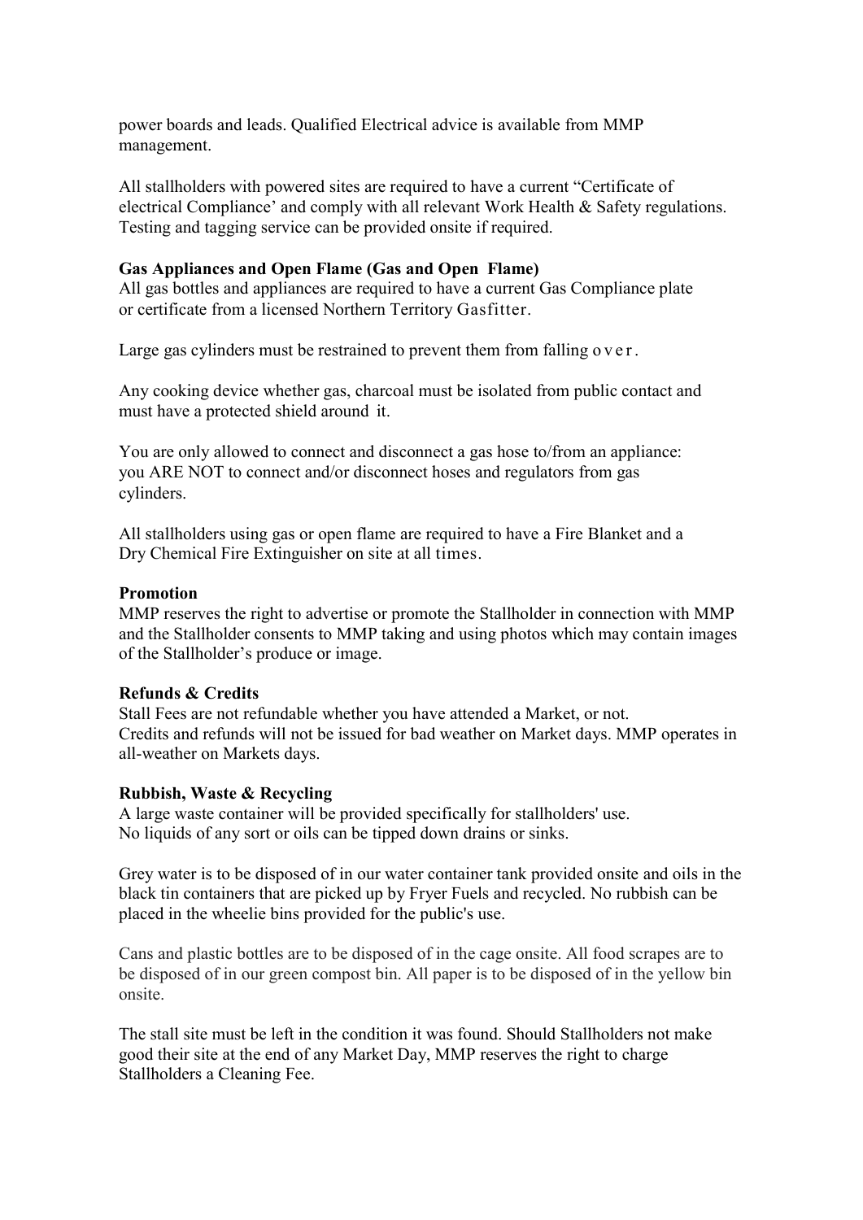power boards and leads. Qualified Electrical advice is available from MMP management.

All stallholders with powered sites are required to have a current "Certificate of electrical Compliance' and comply with all relevant Work Health & Safety regulations. Testing and tagging service can be provided onsite if required.

**Gas Appliances and Open Flame (Gas and Open Flame)**
All gas bottles and appliances are required to have a current Gas Compliance plate or certificate from a licensed Northern Territory Gasfitter.

Large gas cylinders must be restrained to prevent them from falling over.

Any cooking device whether gas, charcoal must be isolated from public contact and must have a protected shield around it.

You are only allowed to connect and disconnect a gas hose to/from an appliance: you ARE NOT to connect and/or disconnect hoses and regulators from gas cylinders.

All stallholders using gas or open flame are required to have a Fire Blanket and a Dry Chemical Fire Extinguisher on site at all times.

**Promotion**
MMP reserves the right to advertise or promote the Stallholder in connection with MMP and the Stallholder consents to MMP taking and using photos which may contain images of the Stallholder's produce or image.

**Refunds & Credits**
Stall Fees are not refundable whether you have attended a Market, or not.
Credits and refunds will not be issued for bad weather on Market days. MMP operates in all-weather on Markets days.

**Rubbish, Waste & Recycling**
A large waste container will be provided specifically for stallholders' use.
No liquids of any sort or oils can be tipped down drains or sinks.

Grey water is to be disposed of in our water container tank provided onsite and oils in the black tin containers that are picked up by Fryer Fuels and recycled. No rubbish can be placed in the wheelie bins provided for the public's use.

Cans and plastic bottles are to be disposed of in the cage onsite. All food scrapes are to be disposed of in our green compost bin. All paper is to be disposed of in the yellow bin onsite.

The stall site must be left in the condition it was found. Should Stallholders not make good their site at the end of any Market Day, MMP reserves the right to charge Stallholders a Cleaning Fee.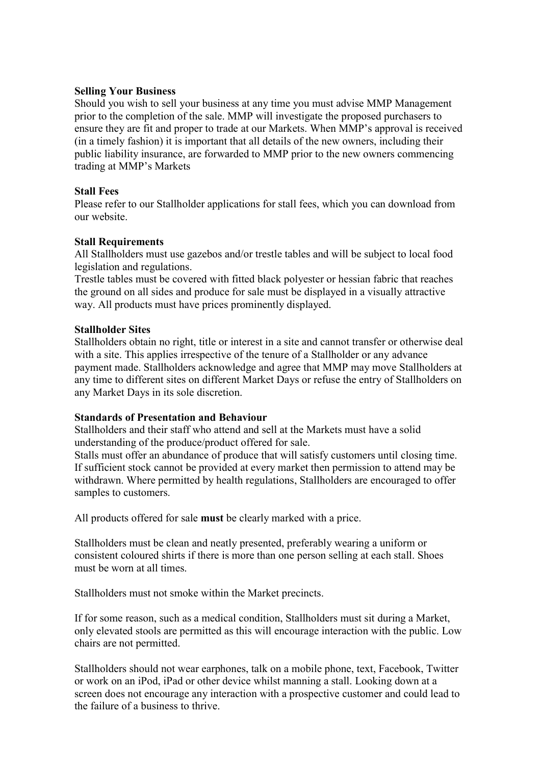**Selling Your Business**

Should you wish to sell your business at any time you must advise MMP Management prior to the completion of the sale. MMP will investigate the proposed purchasers to ensure they are fit and proper to trade at our Markets. When MMP's approval is received (in a timely fashion) it is important that all details of the new owners, including their public liability insurance, are forwarded to MMP prior to the new owners commencing trading at MMP's Markets

**Stall Fees**

Please refer to our Stallholder applications for stall fees, which you can download from our website.

**Stall Requirements**

All Stallholders must use gazebos and/or trestle tables and will be subject to local food legislation and regulations.

Trestle tables must be covered with fitted black polyester or hessian fabric that reaches the ground on all sides and produce for sale must be displayed in a visually attractive way. All products must have prices prominently displayed.

**Stallholder Sites**

Stallholders obtain no right, title or interest in a site and cannot transfer or otherwise deal with a site. This applies irrespective of the tenure of a Stallholder or any advance payment made. Stallholders acknowledge and agree that MMP may move Stallholders at any time to different sites on different Market Days or refuse the entry of Stallholders on any Market Days in its sole discretion.

**Standards of Presentation and Behaviour**

Stallholders and their staff who attend and sell at the Markets must have a solid understanding of the produce/product offered for sale.

Stalls must offer an abundance of produce that will satisfy customers until closing time. If sufficient stock cannot be provided at every market then permission to attend may be withdrawn. Where permitted by health regulations, Stallholders are encouraged to offer samples to customers.

All products offered for sale **must** be clearly marked with a price.

Stallholders must be clean and neatly presented, preferably wearing a uniform or consistent coloured shirts if there is more than one person selling at each stall. Shoes must be worn at all times.

Stallholders must not smoke within the Market precincts.

If for some reason, such as a medical condition, Stallholders must sit during a Market, only elevated stools are permitted as this will encourage interaction with the public. Low chairs are not permitted.

Stallholders should not wear earphones, talk on a mobile phone, text, Facebook, Twitter or work on an iPod, iPad or other device whilst manning a stall. Looking down at a screen does not encourage any interaction with a prospective customer and could lead to the failure of a business to thrive.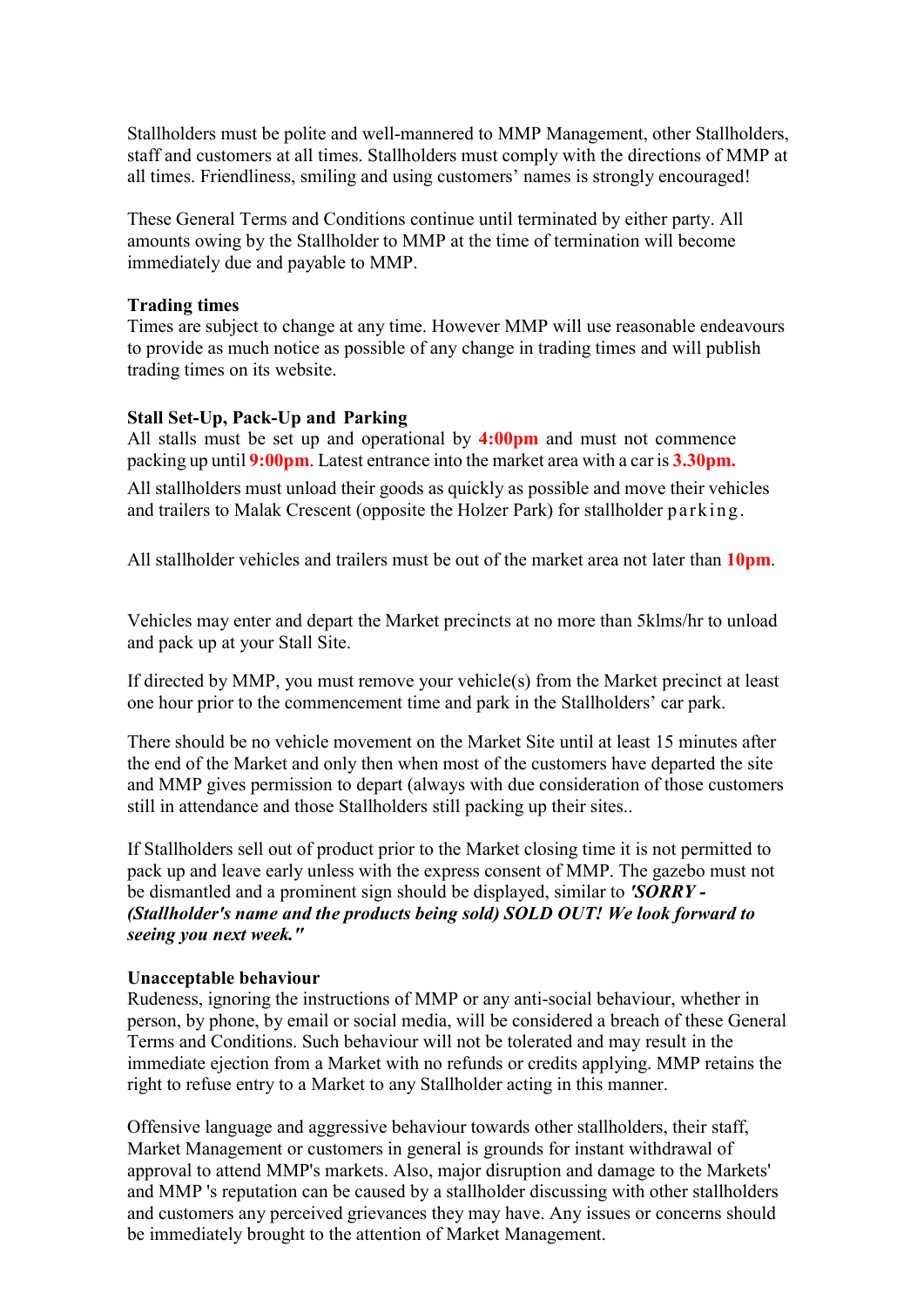Stallholders must be polite and well-mannered to MMP Management, other Stallholders, staff and customers at all times. Stallholders must comply with the directions of MMP at all times. Friendliness, smiling and using customers' names is strongly encouraged!

These General Terms and Conditions continue until terminated by either party. All amounts owing by the Stallholder to MMP at the time of termination will become immediately due and payable to MMP.

**Trading times**

Times are subject to change at any time. However MMP will use reasonable endeavours to provide as much notice as possible of any change in trading times and will publish trading times on its website.

**Stall Set-Up, Pack-Up and Parking**

All stalls must be set up and operational by **4:00pm** and must not commence packing up until **9:00pm**. Latest entrance into the market area with a car is **3.30pm.**

All stallholders must unload their goods as quickly as possible and move their vehicles and trailers to Malak Crescent (opposite the Holzer Park) for stallholder parking.

All stallholder vehicles and trailers must be out of the market area not later than **10pm**.

Vehicles may enter and depart the Market precincts at no more than 5klms/hr to unload and pack up at your Stall Site.

If directed by MMP, you must remove your vehicle(s) from the Market precinct at least one hour prior to the commencement time and park in the Stallholders' car park.

There should be no vehicle movement on the Market Site until at least 15 minutes after the end of the Market and only then when most of the customers have departed the site and MMP gives permission to depart (always with due consideration of those customers still in attendance and those Stallholders still packing up their sites..

If Stallholders sell out of product prior to the Market closing time it is not permitted to pack up and leave early unless with the express consent of MMP. The gazebo must not be dismantled and a prominent sign should be displayed, similar to ***'SORRY - (Stallholder's name and the products being sold) SOLD OUT! We look forward to seeing you next week."***

**Unacceptable behaviour**

Rudeness, ignoring the instructions of MMP or any anti-social behaviour, whether in person, by phone, by email or social media, will be considered a breach of these General Terms and Conditions. Such behaviour will not be tolerated and may result in the immediate ejection from a Market with no refunds or credits applying. MMP retains the right to refuse entry to a Market to any Stallholder acting in this manner.

Offensive language and aggressive behaviour towards other stallholders, their staff, Market Management or customers in general is grounds for instant withdrawal of approval to attend MMP's markets. Also, major disruption and damage to the Markets' and MMP 's reputation can be caused by a stallholder discussing with other stallholders and customers any perceived grievances they may have. Any issues or concerns should be immediately brought to the attention of Market Management.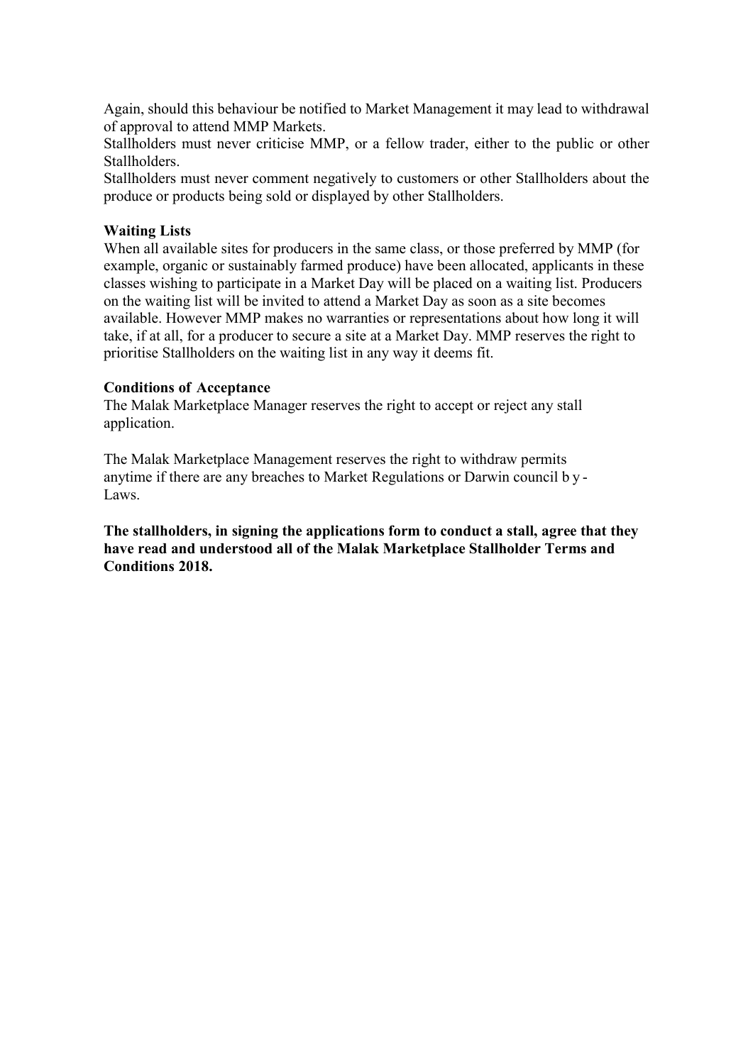Again, should this behaviour be notified to Market Management it may lead to withdrawal of approval to attend MMP Markets.

Stallholders must never criticise MMP, or a fellow trader, either to the public or other Stallholders.

Stallholders must never comment negatively to customers or other Stallholders about the produce or products being sold or displayed by other Stallholders.

**Waiting Lists**

When all available sites for producers in the same class, or those preferred by MMP (for example, organic or sustainably farmed produce) have been allocated, applicants in these classes wishing to participate in a Market Day will be placed on a waiting list. Producers on the waiting list will be invited to attend a Market Day as soon as a site becomes available. However MMP makes no warranties or representations about how long it will take, if at all, for a producer to secure a site at a Market Day. MMP reserves the right to prioritise Stallholders on the waiting list in any way it deems fit.

**Conditions of Acceptance**

The Malak Marketplace Manager reserves the right to accept or reject any stall application.

The Malak Marketplace Management reserves the right to withdraw permits anytime if there are any breaches to Market Regulations or Darwin council b y - Laws.

**The stallholders, in signing the applications form to conduct a stall, agree that they have read and understood all of the Malak Marketplace Stallholder Terms and Conditions 2018.**